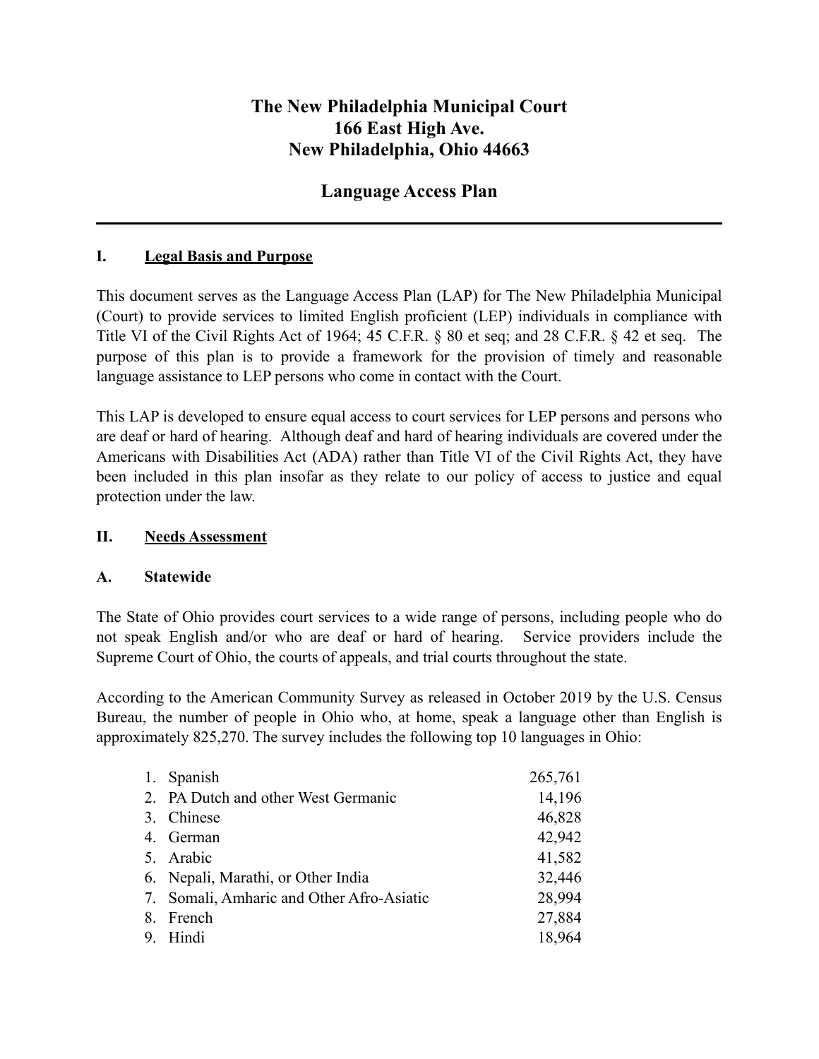# The New Philadelphia Municipal Court
# 166 East High Ave.
# New Philadelphia, Ohio 44663

## Language Access Plan

---

## I. Legal Basis and Purpose

This document serves as the Language Access Plan (LAP) for The New Philadelphia Municipal (Court) to provide services to limited English proficient (LEP) individuals in compliance with Title VI of the Civil Rights Act of 1964; 45 C.F.R. § 80 et seq; and 28 C.F.R. § 42 et seq. The purpose of this plan is to provide a framework for the provision of timely and reasonable language assistance to LEP persons who come in contact with the Court.

This LAP is developed to ensure equal access to court services for LEP persons and persons who are deaf or hard of hearing. Although deaf and hard of hearing individuals are covered under the Americans with Disabilities Act (ADA) rather than Title VI of the Civil Rights Act, they have been included in this plan insofar as they relate to our policy of access to justice and equal protection under the law.

## II. Needs Assessment

### A. Statewide

The State of Ohio provides court services to a wide range of persons, including people who do not speak English and/or who are deaf or hard of hearing. Service providers include the Supreme Court of Ohio, the courts of appeals, and trial courts throughout the state.

According to the American Community Survey as released in October 2019 by the U.S. Census Bureau, the number of people in Ohio who, at home, speak a language other than English is approximately 825,270. The survey includes the following top 10 languages in Ohio:

| Language | Number |
| --- | --- |
| 1. Spanish | 265,761 |
| 2. PA Dutch and other West Germanic | 14,196 |
| 3. Chinese | 46,828 |
| 4. German | 42,942 |
| 5. Arabic | 41,582 |
| 6. Nepali, Marathi, or Other India | 32,446 |
| 7. Somali, Amharic and Other Afro-Asiatic | 28,994 |
| 8. French | 27,884 |
| 9. Hindi | 18,964 |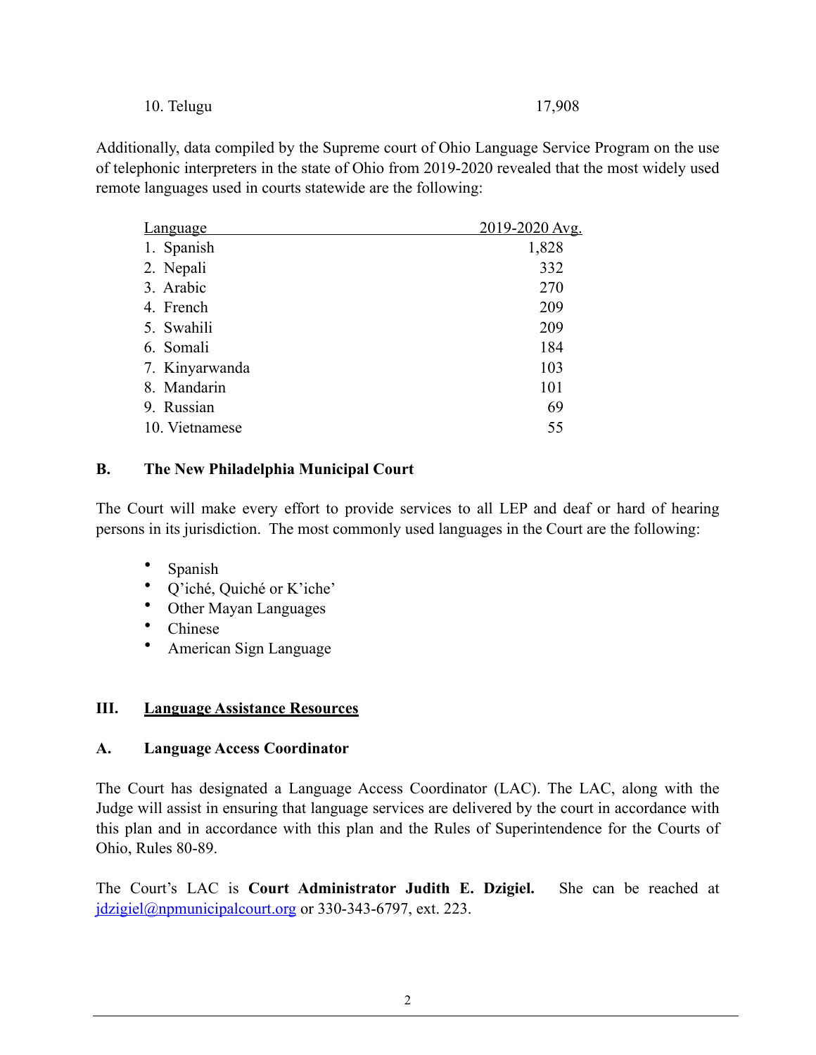| | |
|---|---|
| 10. Telugu | 17,908 |

Additionally, data compiled by the Supreme court of Ohio Language Service Program on the use of telephonic interpreters in the state of Ohio from 2019-2020 revealed that the most widely used remote languages used in courts statewide are the following:

| Language | 2019-2020 Avg. |
|---|---|
| 1. Spanish | 1,828 |
| 2. Nepali | 332 |
| 3. Arabic | 270 |
| 4. French | 209 |
| 5. Swahili | 209 |
| 6. Somali | 184 |
| 7. Kinyarwanda | 103 |
| 8. Mandarin | 101 |
| 9. Russian | 69 |
| 10. Vietnamese | 55 |

### B. The New Philadelphia Municipal Court

The Court will make every effort to provide services to all LEP and deaf or hard of hearing persons in its jurisdiction. The most commonly used languages in the Court are the following:

- Spanish
- Q'iché, Quiché or K'iche'
- Other Mayan Languages
- Chinese
- American Sign Language

## III. Language Assistance Resources

### A. Language Access Coordinator

The Court has designated a Language Access Coordinator (LAC). The LAC, along with the Judge will assist in ensuring that language services are delivered by the court in accordance with this plan and in accordance with this plan and the Rules of Superintendence for the Courts of Ohio, Rules 80-89.

The Court's LAC is **Court Administrator Judith E. Dzigiel.** She can be reached at jdzigiel@npmunicipalcourt.org or 330-343-6797, ext. 223.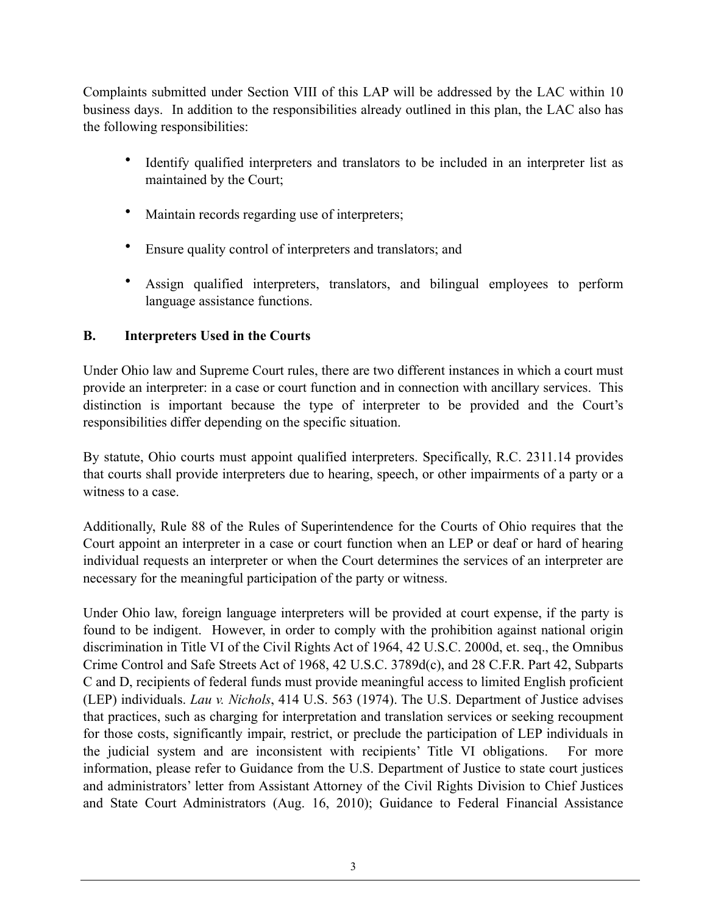Complaints submitted under Section VIII of this LAP will be addressed by the LAC within 10 business days. In addition to the responsibilities already outlined in this plan, the LAC also has the following responsibilities:

- Identify qualified interpreters and translators to be included in an interpreter list as maintained by the Court;
- Maintain records regarding use of interpreters;
- Ensure quality control of interpreters and translators; and
- Assign qualified interpreters, translators, and bilingual employees to perform language assistance functions.

## B. Interpreters Used in the Courts

Under Ohio law and Supreme Court rules, there are two different instances in which a court must provide an interpreter: in a case or court function and in connection with ancillary services. This distinction is important because the type of interpreter to be provided and the Court's responsibilities differ depending on the specific situation.

By statute, Ohio courts must appoint qualified interpreters. Specifically, R.C. 2311.14 provides that courts shall provide interpreters due to hearing, speech, or other impairments of a party or a witness to a case.

Additionally, Rule 88 of the Rules of Superintendence for the Courts of Ohio requires that the Court appoint an interpreter in a case or court function when an LEP or deaf or hard of hearing individual requests an interpreter or when the Court determines the services of an interpreter are necessary for the meaningful participation of the party or witness.

Under Ohio law, foreign language interpreters will be provided at court expense, if the party is found to be indigent. However, in order to comply with the prohibition against national origin discrimination in Title VI of the Civil Rights Act of 1964, 42 U.S.C. 2000d, et. seq., the Omnibus Crime Control and Safe Streets Act of 1968, 42 U.S.C. 3789d(c), and 28 C.F.R. Part 42, Subparts C and D, recipients of federal funds must provide meaningful access to limited English proficient (LEP) individuals. *Lau v. Nichols*, 414 U.S. 563 (1974). The U.S. Department of Justice advises that practices, such as charging for interpretation and translation services or seeking recoupment for those costs, significantly impair, restrict, or preclude the participation of LEP individuals in the judicial system and are inconsistent with recipients' Title VI obligations. For more information, please refer to Guidance from the U.S. Department of Justice to state court justices and administrators' letter from Assistant Attorney of the Civil Rights Division to Chief Justices and State Court Administrators (Aug. 16, 2010); Guidance to Federal Financial Assistance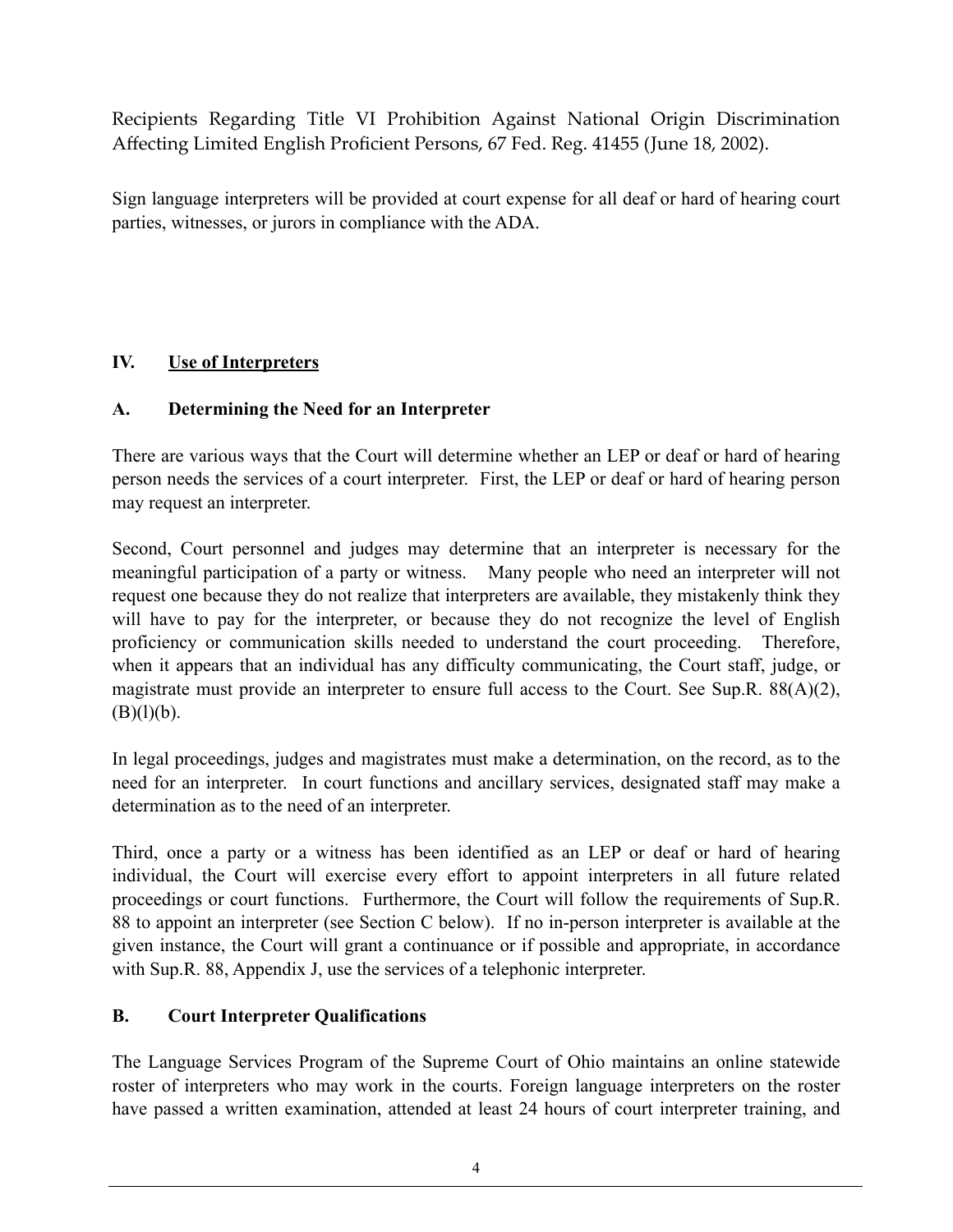Recipients Regarding Title VI Prohibition Against National Origin Discrimination Affecting Limited English Proficient Persons, 67 Fed. Reg. 41455 (June 18, 2002).

Sign language interpreters will be provided at court expense for all deaf or hard of hearing court parties, witnesses, or jurors in compliance with the ADA.

## IV. Use of Interpreters

### A. Determining the Need for an Interpreter

There are various ways that the Court will determine whether an LEP or deaf or hard of hearing person needs the services of a court interpreter. First, the LEP or deaf or hard of hearing person may request an interpreter.

Second, Court personnel and judges may determine that an interpreter is necessary for the meaningful participation of a party or witness. Many people who need an interpreter will not request one because they do not realize that interpreters are available, they mistakenly think they will have to pay for the interpreter, or because they do not recognize the level of English proficiency or communication skills needed to understand the court proceeding. Therefore, when it appears that an individual has any difficulty communicating, the Court staff, judge, or magistrate must provide an interpreter to ensure full access to the Court. See Sup.R. 88(A)(2), (B)(l)(b).

In legal proceedings, judges and magistrates must make a determination, on the record, as to the need for an interpreter. In court functions and ancillary services, designated staff may make a determination as to the need of an interpreter.

Third, once a party or a witness has been identified as an LEP or deaf or hard of hearing individual, the Court will exercise every effort to appoint interpreters in all future related proceedings or court functions. Furthermore, the Court will follow the requirements of Sup.R. 88 to appoint an interpreter (see Section C below). If no in-person interpreter is available at the given instance, the Court will grant a continuance or if possible and appropriate, in accordance with Sup.R. 88, Appendix J, use the services of a telephonic interpreter.

### B. Court Interpreter Qualifications

The Language Services Program of the Supreme Court of Ohio maintains an online statewide roster of interpreters who may work in the courts. Foreign language interpreters on the roster have passed a written examination, attended at least 24 hours of court interpreter training, and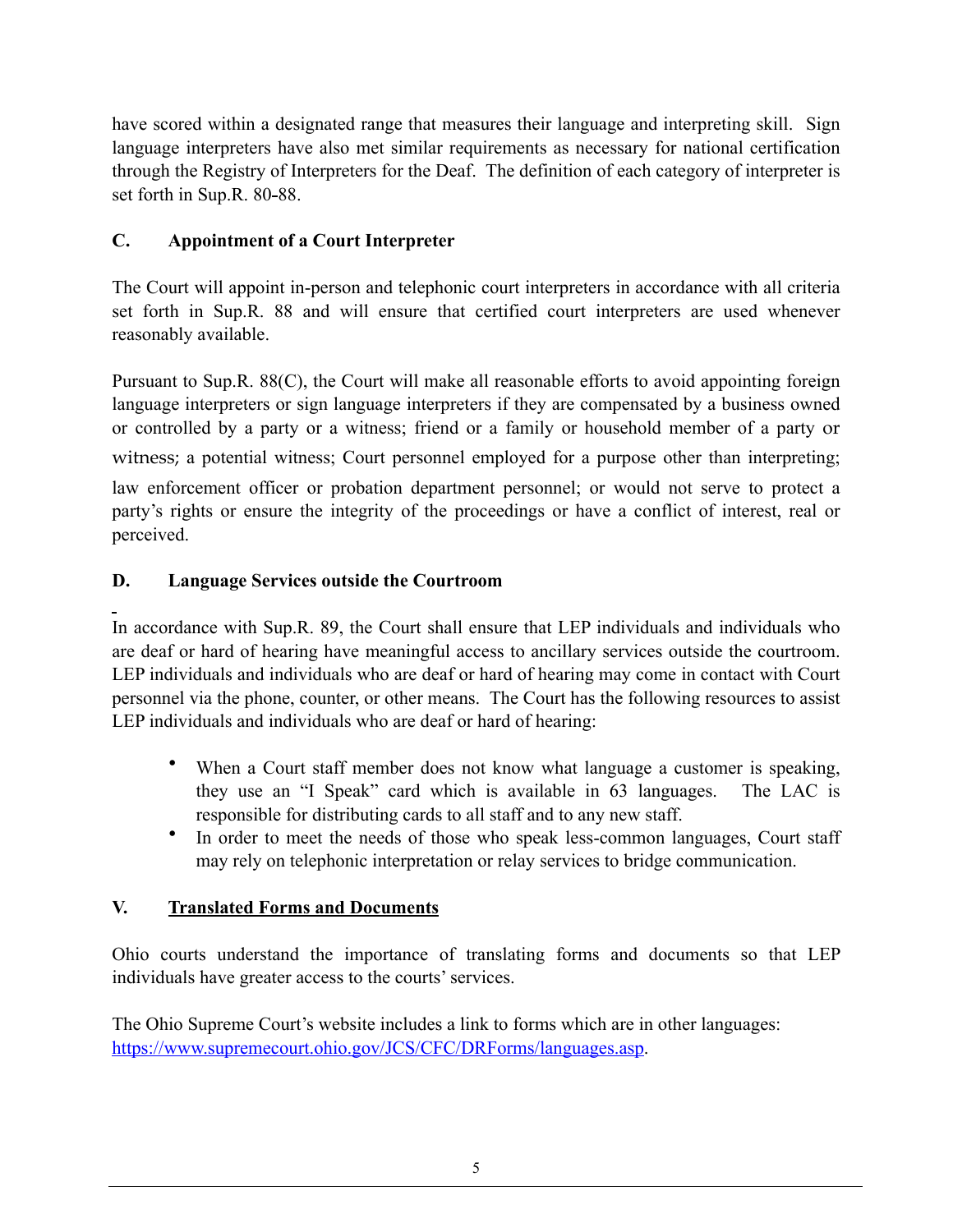have scored within a designated range that measures their language and interpreting skill. Sign language interpreters have also met similar requirements as necessary for national certification through the Registry of Interpreters for the Deaf. The definition of each category of interpreter is set forth in Sup.R. 80-88.

### C. Appointment of a Court Interpreter

The Court will appoint in-person and telephonic court interpreters in accordance with all criteria set forth in Sup.R. 88 and will ensure that certified court interpreters are used whenever reasonably available.

Pursuant to Sup.R. 88(C), the Court will make all reasonable efforts to avoid appointing foreign language interpreters or sign language interpreters if they are compensated by a business owned or controlled by a party or a witness; friend or a family or household member of a party or witness; a potential witness; Court personnel employed for a purpose other than interpreting; law enforcement officer or probation department personnel; or would not serve to protect a party's rights or ensure the integrity of the proceedings or have a conflict of interest, real or perceived.

### D. Language Services outside the Courtroom

In accordance with Sup.R. 89, the Court shall ensure that LEP individuals and individuals who are deaf or hard of hearing have meaningful access to ancillary services outside the courtroom. LEP individuals and individuals who are deaf or hard of hearing may come in contact with Court personnel via the phone, counter, or other means. The Court has the following resources to assist LEP individuals and individuals who are deaf or hard of hearing:

- When a Court staff member does not know what language a customer is speaking, they use an "I Speak" card which is available in 63 languages. The LAC is responsible for distributing cards to all staff and to any new staff.
- In order to meet the needs of those who speak less-common languages, Court staff may rely on telephonic interpretation or relay services to bridge communication.

## V. Translated Forms and Documents

Ohio courts understand the importance of translating forms and documents so that LEP individuals have greater access to the courts' services.

The Ohio Supreme Court's website includes a link to forms which are in other languages: https://www.supremecourt.ohio.gov/JCS/CFC/DRForms/languages.asp.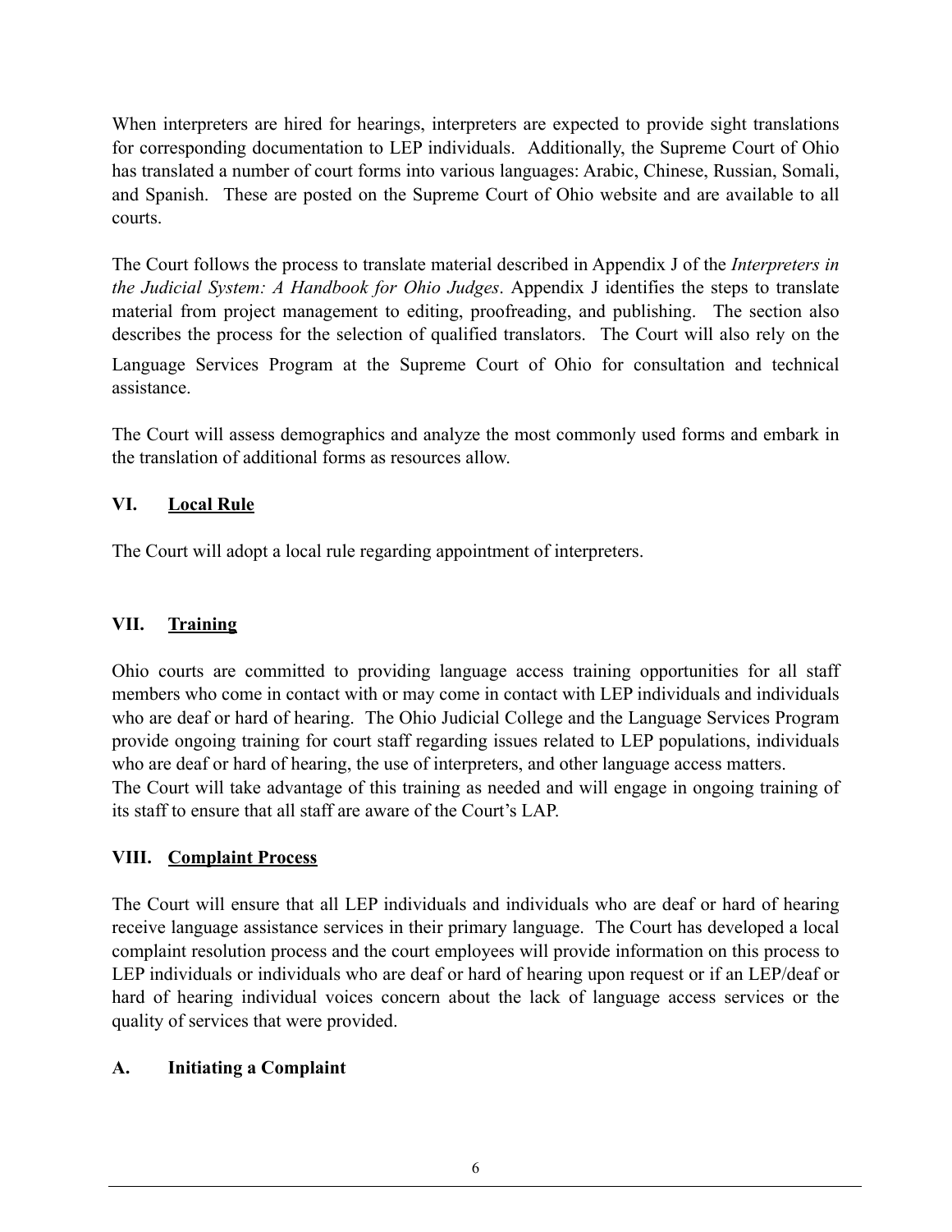When interpreters are hired for hearings, interpreters are expected to provide sight translations for corresponding documentation to LEP individuals. Additionally, the Supreme Court of Ohio has translated a number of court forms into various languages: Arabic, Chinese, Russian, Somali, and Spanish. These are posted on the Supreme Court of Ohio website and are available to all courts.

The Court follows the process to translate material described in Appendix J of the *Interpreters in the Judicial System: A Handbook for Ohio Judges*. Appendix J identifies the steps to translate material from project management to editing, proofreading, and publishing. The section also describes the process for the selection of qualified translators. The Court will also rely on the Language Services Program at the Supreme Court of Ohio for consultation and technical assistance.

The Court will assess demographics and analyze the most commonly used forms and embark in the translation of additional forms as resources allow.

## VI. Local Rule

The Court will adopt a local rule regarding appointment of interpreters.

## VII. Training

Ohio courts are committed to providing language access training opportunities for all staff members who come in contact with or may come in contact with LEP individuals and individuals who are deaf or hard of hearing. The Ohio Judicial College and the Language Services Program provide ongoing training for court staff regarding issues related to LEP populations, individuals who are deaf or hard of hearing, the use of interpreters, and other language access matters. The Court will take advantage of this training as needed and will engage in ongoing training of its staff to ensure that all staff are aware of the Court's LAP.

## VIII. Complaint Process

The Court will ensure that all LEP individuals and individuals who are deaf or hard of hearing receive language assistance services in their primary language. The Court has developed a local complaint resolution process and the court employees will provide information on this process to LEP individuals or individuals who are deaf or hard of hearing upon request or if an LEP/deaf or hard of hearing individual voices concern about the lack of language access services or the quality of services that were provided.

### A. Initiating a Complaint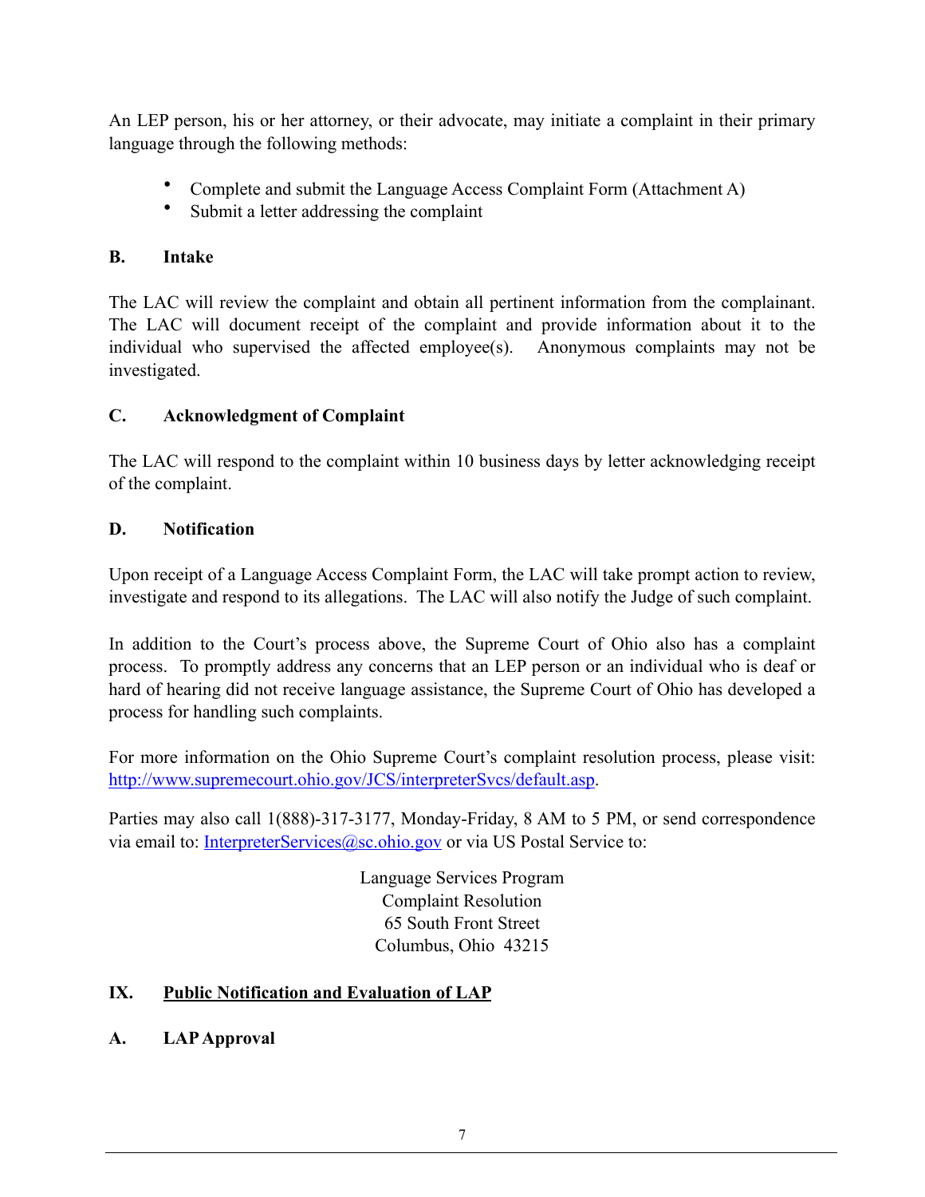An LEP person, his or her attorney, or their advocate, may initiate a complaint in their primary language through the following methods:

- Complete and submit the Language Access Complaint Form (Attachment A)
- Submit a letter addressing the complaint

### B. Intake

The LAC will review the complaint and obtain all pertinent information from the complainant. The LAC will document receipt of the complaint and provide information about it to the individual who supervised the affected employee(s). Anonymous complaints may not be investigated.

### C. Acknowledgment of Complaint

The LAC will respond to the complaint within 10 business days by letter acknowledging receipt of the complaint.

### D. Notification

Upon receipt of a Language Access Complaint Form, the LAC will take prompt action to review, investigate and respond to its allegations. The LAC will also notify the Judge of such complaint.

In addition to the Court's process above, the Supreme Court of Ohio also has a complaint process. To promptly address any concerns that an LEP person or an individual who is deaf or hard of hearing did not receive language assistance, the Supreme Court of Ohio has developed a process for handling such complaints.

For more information on the Ohio Supreme Court's complaint resolution process, please visit: [http://www.supremecourt.ohio.gov/JCS/interpreterSvcs/default.asp](http://www.supremecourt.ohio.gov/JCS/interpreterSvcs/default.asp).

Parties may also call 1(888)-317-3177, Monday-Friday, 8 AM to 5 PM, or send correspondence via email to: [InterpreterServices@sc.ohio.gov](mailto:InterpreterServices@sc.ohio.gov) or via US Postal Service to:

Language Services Program
Complaint Resolution
65 South Front Street
Columbus, Ohio 43215

## IX. Public Notification and Evaluation of LAP

### A. LAP Approval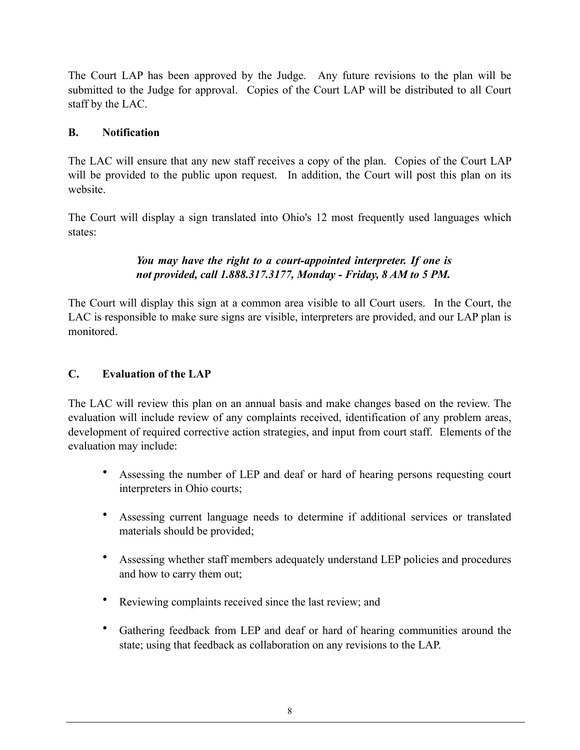The Court LAP has been approved by the Judge. Any future revisions to the plan will be submitted to the Judge for approval. Copies of the Court LAP will be distributed to all Court staff by the LAC.

### B. Notification

The LAC will ensure that any new staff receives a copy of the plan. Copies of the Court LAP will be provided to the public upon request. In addition, the Court will post this plan on its website.

The Court will display a sign translated into Ohio's 12 most frequently used languages which states:

> ***You may have the right to a court-appointed interpreter. If one is not provided, call 1.888.317.3177, Monday - Friday, 8 AM to 5 PM.***

The Court will display this sign at a common area visible to all Court users. In the Court, the LAC is responsible to make sure signs are visible, interpreters are provided, and our LAP plan is monitored.

### C. Evaluation of the LAP

The LAC will review this plan on an annual basis and make changes based on the review. The evaluation will include review of any complaints received, identification of any problem areas, development of required corrective action strategies, and input from court staff. Elements of the evaluation may include:

- Assessing the number of LEP and deaf or hard of hearing persons requesting court interpreters in Ohio courts;
- Assessing current language needs to determine if additional services or translated materials should be provided;
- Assessing whether staff members adequately understand LEP policies and procedures and how to carry them out;
- Reviewing complaints received since the last review; and
- Gathering feedback from LEP and deaf or hard of hearing communities around the state; using that feedback as collaboration on any revisions to the LAP.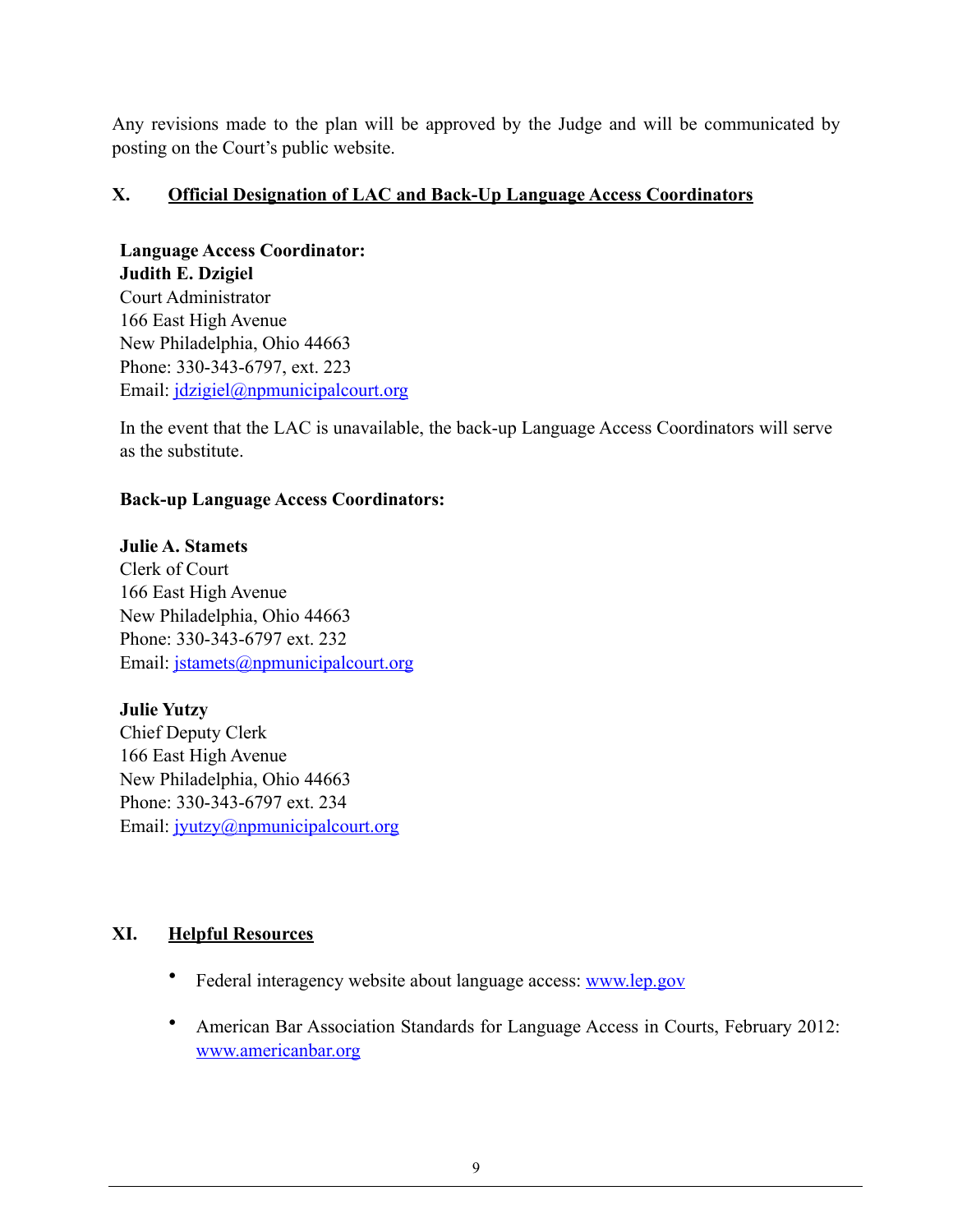Any revisions made to the plan will be approved by the Judge and will be communicated by posting on the Court's public website.

## X. Official Designation of LAC and Back-Up Language Access Coordinators

**Language Access Coordinator:**
**Judith E. Dzigiel**
Court Administrator
166 East High Avenue
New Philadelphia, Ohio 44663
Phone: 330-343-6797, ext. 223
Email: jdzigiel@npmunicipalcourt.org

In the event that the LAC is unavailable, the back-up Language Access Coordinators will serve as the substitute.

**Back-up Language Access Coordinators:**

**Julie A. Stamets**
Clerk of Court
166 East High Avenue
New Philadelphia, Ohio 44663
Phone: 330-343-6797 ext. 232
Email: jstamets@npmunicipalcourt.org

**Julie Yutzy**
Chief Deputy Clerk
166 East High Avenue
New Philadelphia, Ohio 44663
Phone: 330-343-6797 ext. 234
Email: jyutzy@npmunicipalcourt.org

## XI. Helpful Resources

- Federal interagency website about language access: www.lep.gov
- American Bar Association Standards for Language Access in Courts, February 2012: www.americanbar.org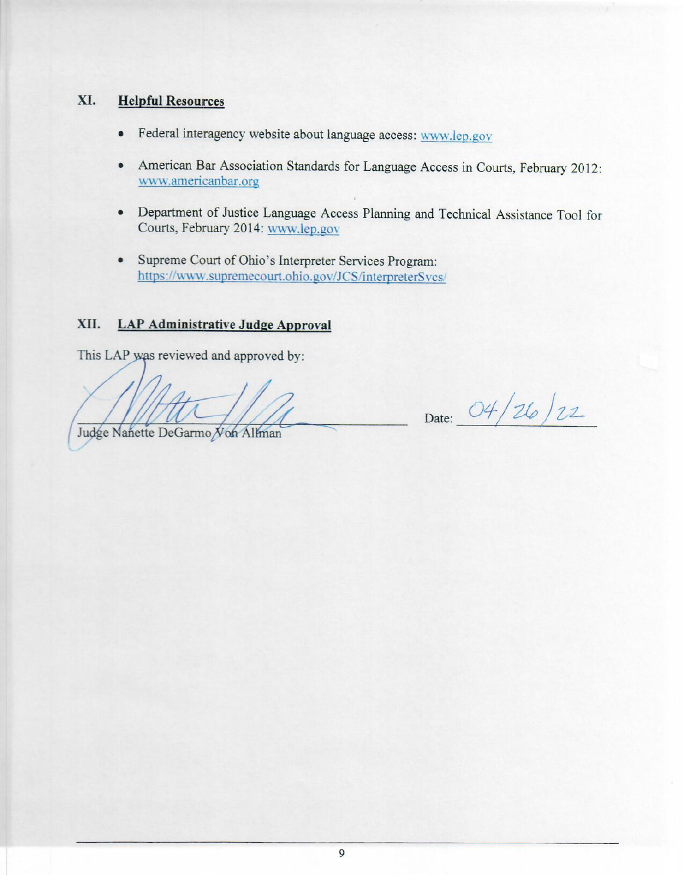## XI. Helpful Resources

- Federal interagency website about language access: www.lep.gov
- American Bar Association Standards for Language Access in Courts, February 2012: www.americanbar.org
- Department of Justice Language Access Planning and Technical Assistance Tool for Courts, February 2014: www.lep.gov
- Supreme Court of Ohio's Interpreter Services Program: https://www.supremecourt.ohio.gov/JCS/interpreterSvcs/

## XII. LAP Administrative Judge Approval

This LAP was reviewed and approved by:

Judge Nanette DeGarmo Von Allman

Date: 04/26/22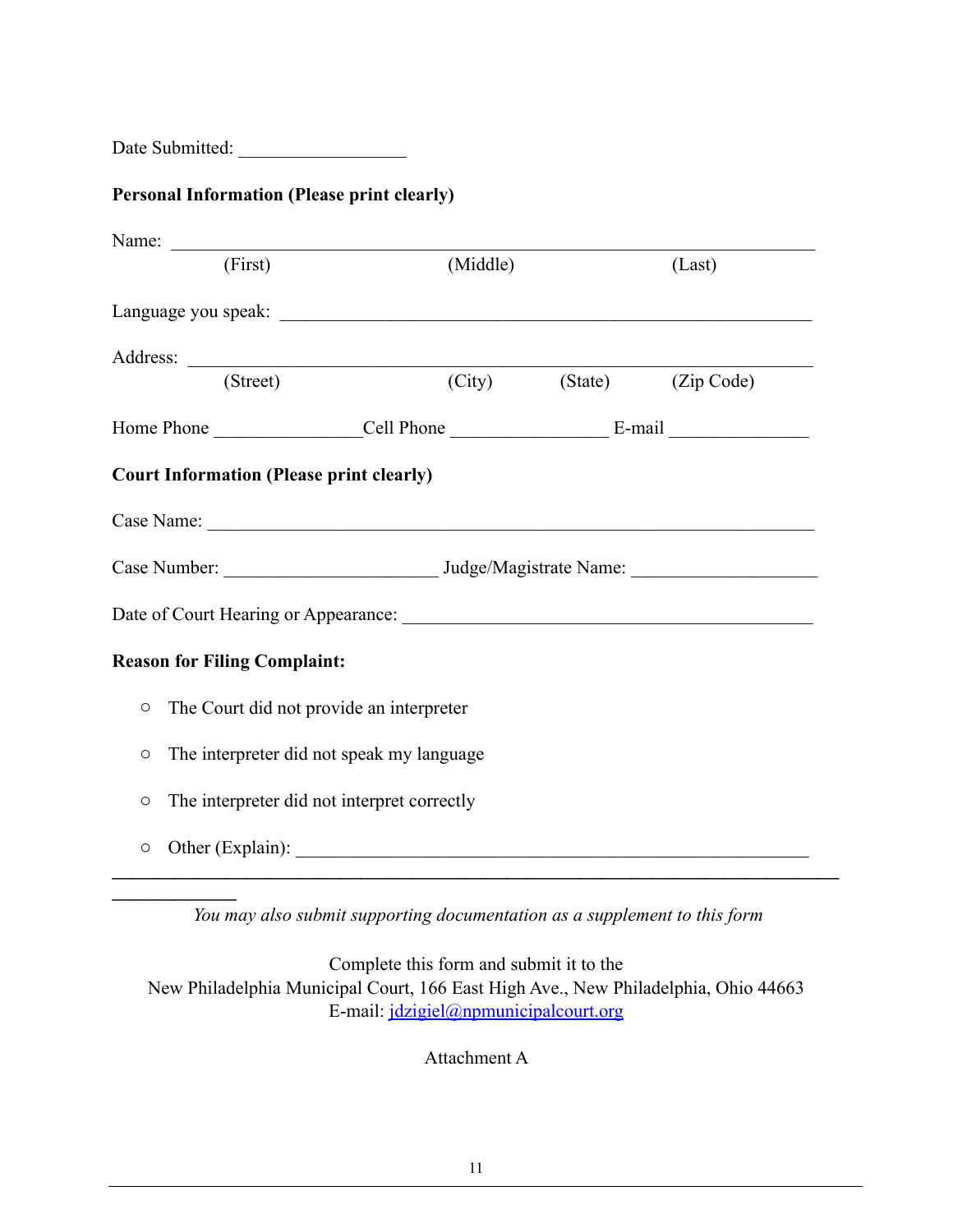Date Submitted: __________________

**Personal Information (Please print clearly)**

Name: ______________________________________________________________________
(First) (Middle) (Last)

Language you speak: _________________________________________________________

Address: _____________________________________________________________________
(Street) (City) (State) (Zip Code)

Home Phone ________________ Cell Phone _________________ E-mail _______________

**Court Information (Please print clearly)**

Case Name: ___________________________________________________________________

Case Number: _______________________ Judge/Magistrate Name: ____________________

Date of Court Hearing or Appearance: ___________________________________________

**Reason for Filing Complaint:**

- ○ The Court did not provide an interpreter
- ○ The interpreter did not speak my language
- ○ The interpreter did not interpret correctly
- ○ Other (Explain): _______________________________________________________

________________________________________________________________________________
______________

*You may also submit supporting documentation as a supplement to this form*

Complete this form and submit it to the
New Philadelphia Municipal Court, 166 East High Ave., New Philadelphia, Ohio 44663
E-mail: jdzigiel@npmunicipalcourt.org

Attachment A